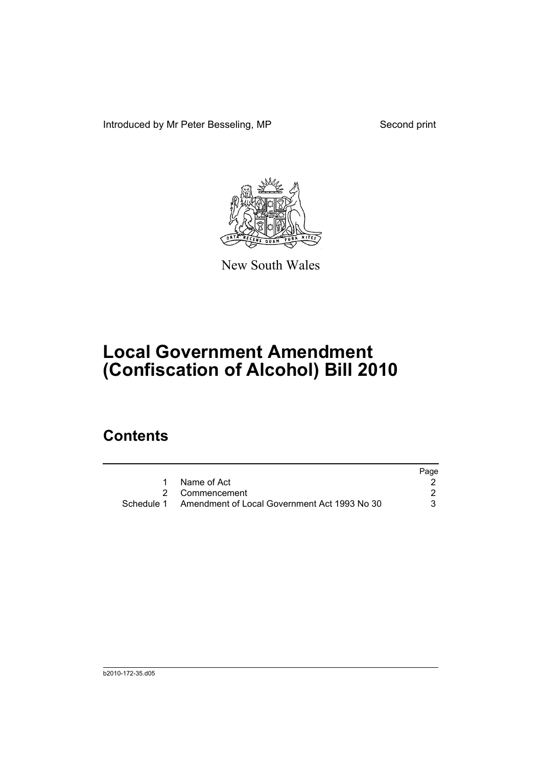Introduced by Mr Peter Besseling, MP

Second print

New South Wales

# Local Government Amendment (Confiscation of Alcohol) Bill 2010

## Contents

| | | Page |
|---|---|---|
| 1 | Name of Act | 2 |
| 2 | Commencement | 2 |
| Schedule 1 | Amendment of Local Government Act 1993 No 30 | 3 |

b2010-172-35.d05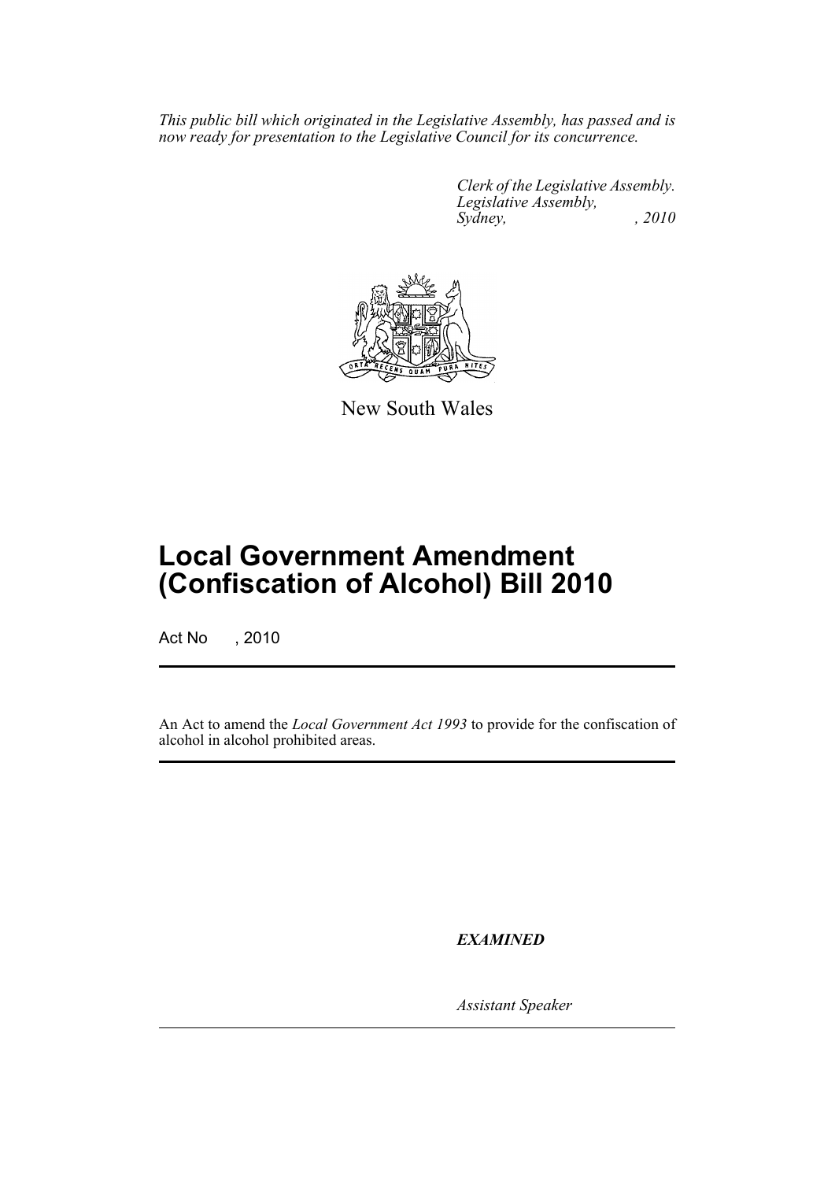*This public bill which originated in the Legislative Assembly, has passed and is now ready for presentation to the Legislative Council for its concurrence.*

*Clerk of the Legislative Assembly.*
*Legislative Assembly,*
*Sydney, , 2010*

New South Wales

# Local Government Amendment (Confiscation of Alcohol) Bill 2010

Act No , 2010

An Act to amend the *Local Government Act 1993* to provide for the confiscation of alcohol in alcohol prohibited areas.

***EXAMINED***

*Assistant Speaker*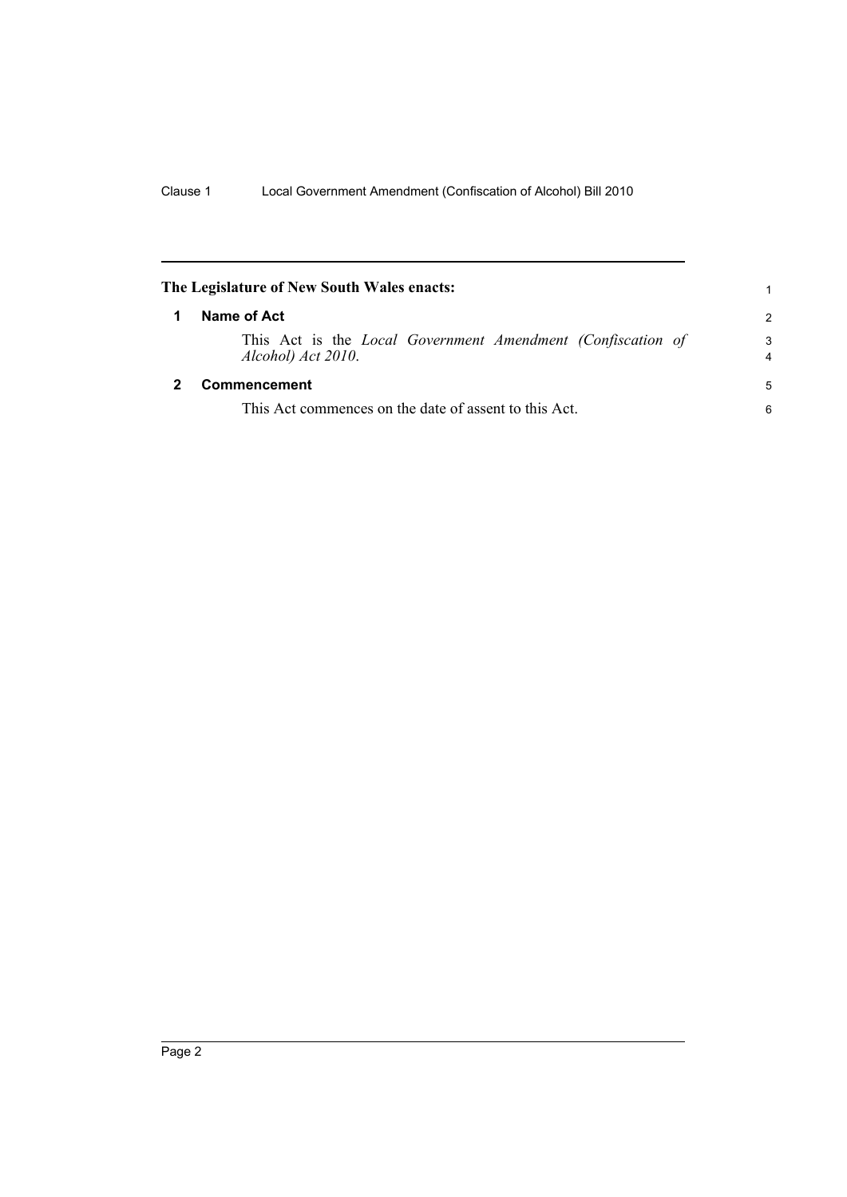## The Legislature of New South Wales enacts:

### 1 Name of Act

This Act is the *Local Government Amendment (Confiscation of Alcohol) Act 2010*.

### 2 Commencement

This Act commences on the date of assent to this Act.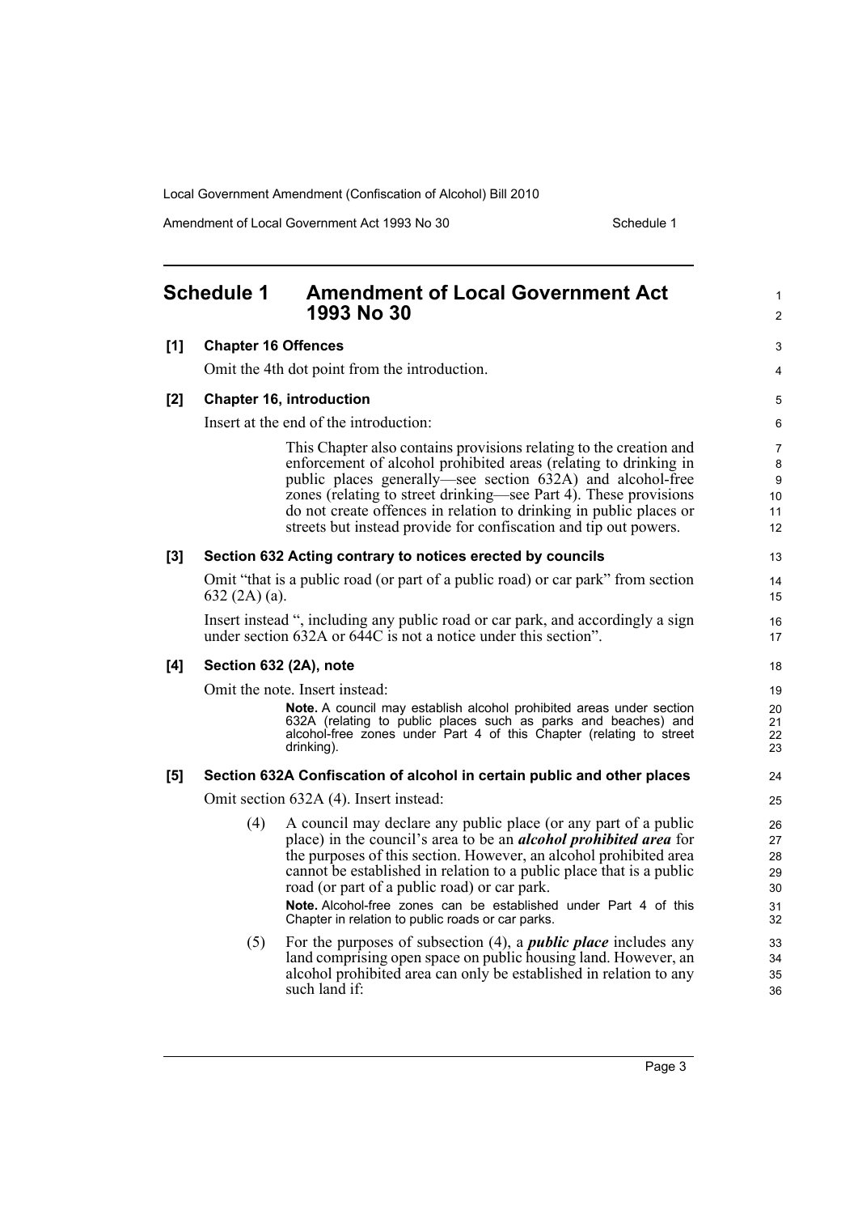## Schedule 1 Amendment of Local Government Act 1993 No 30

**[1] Chapter 16 Offences**

Omit the 4th dot point from the introduction.

**[2] Chapter 16, introduction**

Insert at the end of the introduction:

> This Chapter also contains provisions relating to the creation and enforcement of alcohol prohibited areas (relating to drinking in public places generally—see section 632A) and alcohol-free zones (relating to street drinking—see Part 4). These provisions do not create offences in relation to drinking in public places or streets but instead provide for confiscation and tip out powers.

**[3] Section 632 Acting contrary to notices erected by councils**

Omit "that is a public road (or part of a public road) or car park" from section 632 (2A) (a).

Insert instead ", including any public road or car park, and accordingly a sign under section 632A or 644C is not a notice under this section".

**[4] Section 632 (2A), note**

Omit the note. Insert instead:

> **Note.** A council may establish alcohol prohibited areas under section 632A (relating to public places such as parks and beaches) and alcohol-free zones under Part 4 of this Chapter (relating to street drinking).

**[5] Section 632A Confiscation of alcohol in certain public and other places**

Omit section 632A (4). Insert instead:

> (4) A council may declare any public place (or any part of a public place) in the council's area to be an ***alcohol prohibited area*** for the purposes of this section. However, an alcohol prohibited area cannot be established in relation to a public place that is a public road (or part of a public road) or car park.
>
> **Note.** Alcohol-free zones can be established under Part 4 of this Chapter in relation to public roads or car parks.
>
> (5) For the purposes of subsection (4), a ***public place*** includes any land comprising open space on public housing land. However, an alcohol prohibited area can only be established in relation to any such land if: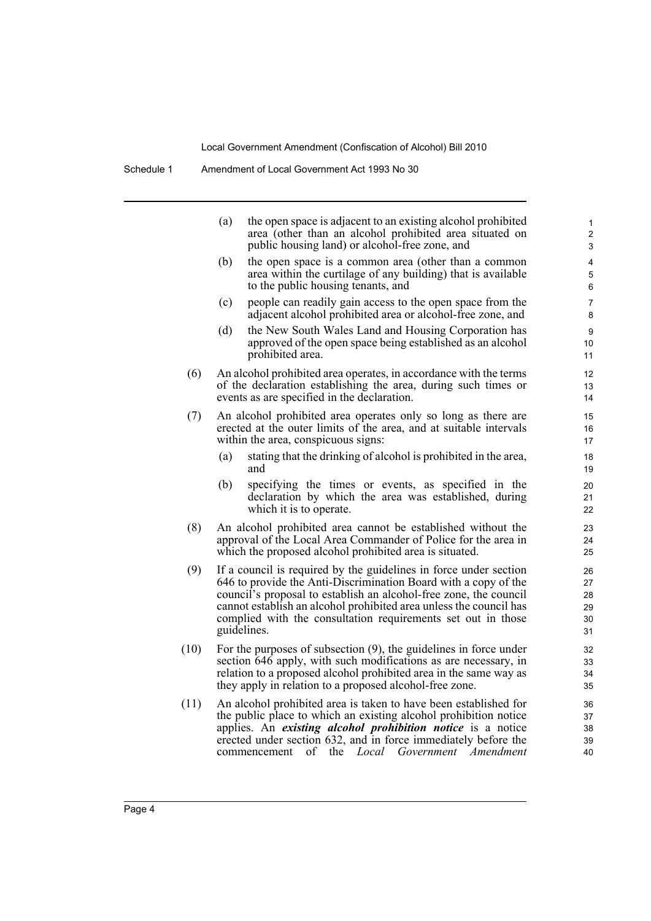(a) the open space is adjacent to an existing alcohol prohibited area (other than an alcohol prohibited area situated on public housing land) or alcohol-free zone, and

(b) the open space is a common area (other than a common area within the curtilage of any building) that is available to the public housing tenants, and

(c) people can readily gain access to the open space from the adjacent alcohol prohibited area or alcohol-free zone, and

(d) the New South Wales Land and Housing Corporation has approved of the open space being established as an alcohol prohibited area.

(6) An alcohol prohibited area operates, in accordance with the terms of the declaration establishing the area, during such times or events as are specified in the declaration.

(7) An alcohol prohibited area operates only so long as there are erected at the outer limits of the area, and at suitable intervals within the area, conspicuous signs:

(a) stating that the drinking of alcohol is prohibited in the area, and

(b) specifying the times or events, as specified in the declaration by which the area was established, during which it is to operate.

(8) An alcohol prohibited area cannot be established without the approval of the Local Area Commander of Police for the area in which the proposed alcohol prohibited area is situated.

(9) If a council is required by the guidelines in force under section 646 to provide the Anti-Discrimination Board with a copy of the council's proposal to establish an alcohol-free zone, the council cannot establish an alcohol prohibited area unless the council has complied with the consultation requirements set out in those guidelines.

(10) For the purposes of subsection (9), the guidelines in force under section 646 apply, with such modifications as are necessary, in relation to a proposed alcohol prohibited area in the same way as they apply in relation to a proposed alcohol-free zone.

(11) An alcohol prohibited area is taken to have been established for the public place to which an existing alcohol prohibition notice applies. An ***existing alcohol prohibition notice*** is a notice erected under section 632, and in force immediately before the commencement of the *Local Government Amendment*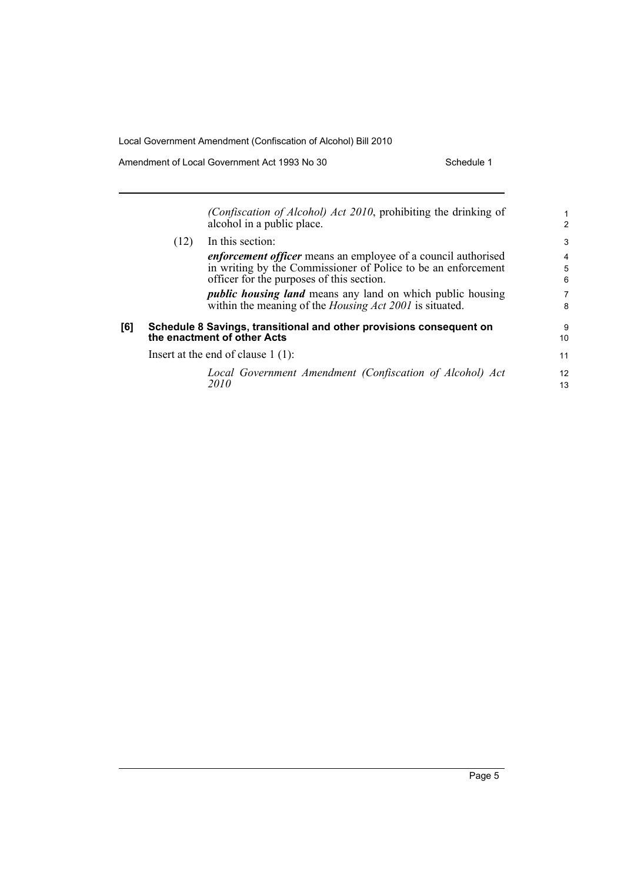*(Confiscation of Alcohol) Act 2010*, prohibiting the drinking of alcohol in a public place.

(12) In this section:

***enforcement officer*** means an employee of a council authorised in writing by the Commissioner of Police to be an enforcement officer for the purposes of this section.

***public housing land*** means any land on which public housing within the meaning of the *Housing Act 2001* is situated.

**[6] Schedule 8 Savings, transitional and other provisions consequent on the enactment of other Acts**

Insert at the end of clause 1 (1):

*Local Government Amendment (Confiscation of Alcohol) Act 2010*